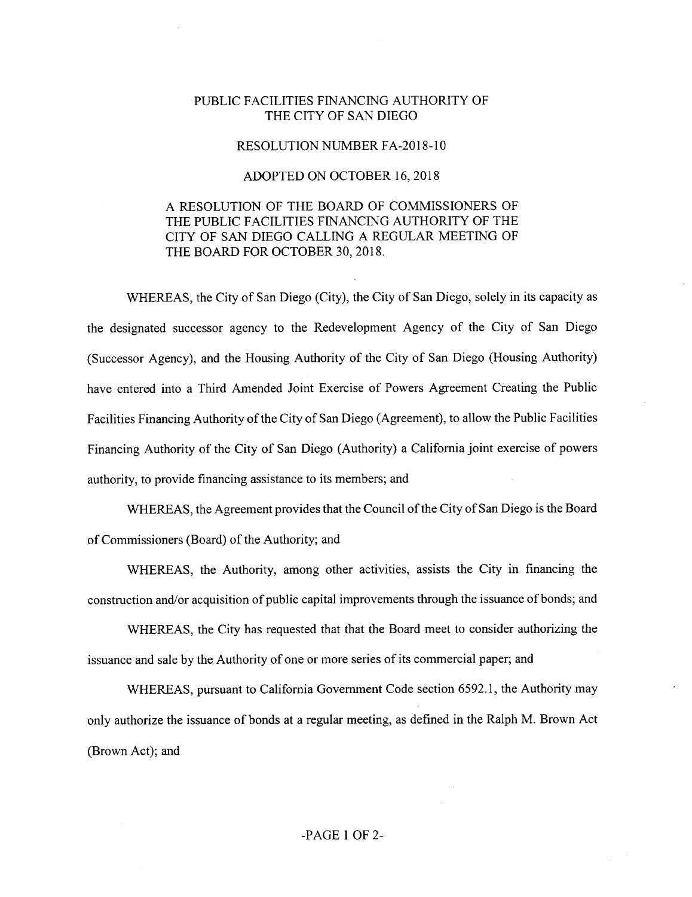# PUBLIC FACILITIES FINANCING AUTHORITY OF THE CITY OF SAN DIEGO

## RESOLUTION NUMBER FA-2018-10

## ADOPTED ON OCTOBER 16, 2018

A RESOLUTION OF THE BOARD OF COMMISSIONERS OF THE PUBLIC FACILITIES FINANCING AUTHORITY OF THE CITY OF SAN DIEGO CALLING A REGULAR MEETING OF THE BOARD FOR OCTOBER 30, 2018.

WHEREAS, the City of San Diego (City), the City of San Diego, solely in its capacity as the designated successor agency to the Redevelopment Agency of the City of San Diego (Successor Agency), and the Housing Authority of the City of San Diego (Housing Authority) have entered into a Third Amended Joint Exercise of Powers Agreement Creating the Public Facilities Financing Authority of the City of San Diego (Agreement), to allow the Public Facilities Financing Authority of the City of San Diego (Authority) a California joint exercise of powers authority, to provide financing assistance to its members; and

WHEREAS, the Agreement provides that the Council of the City of San Diego is the Board of Commissioners (Board) of the Authority; and

WHEREAS, the Authority, among other activities, assists the City in financing the construction and/or acquisition of public capital improvements through the issuance of bonds; and

WHEREAS, the City has requested that that the Board meet to consider authorizing the issuance and sale by the Authority of one or more series of its commercial paper; and

WHEREAS, pursuant to California Government Code section 6592.1, the Authority may only authorize the issuance of bonds at a regular meeting, as defined in the Ralph M. Brown Act (Brown Act); and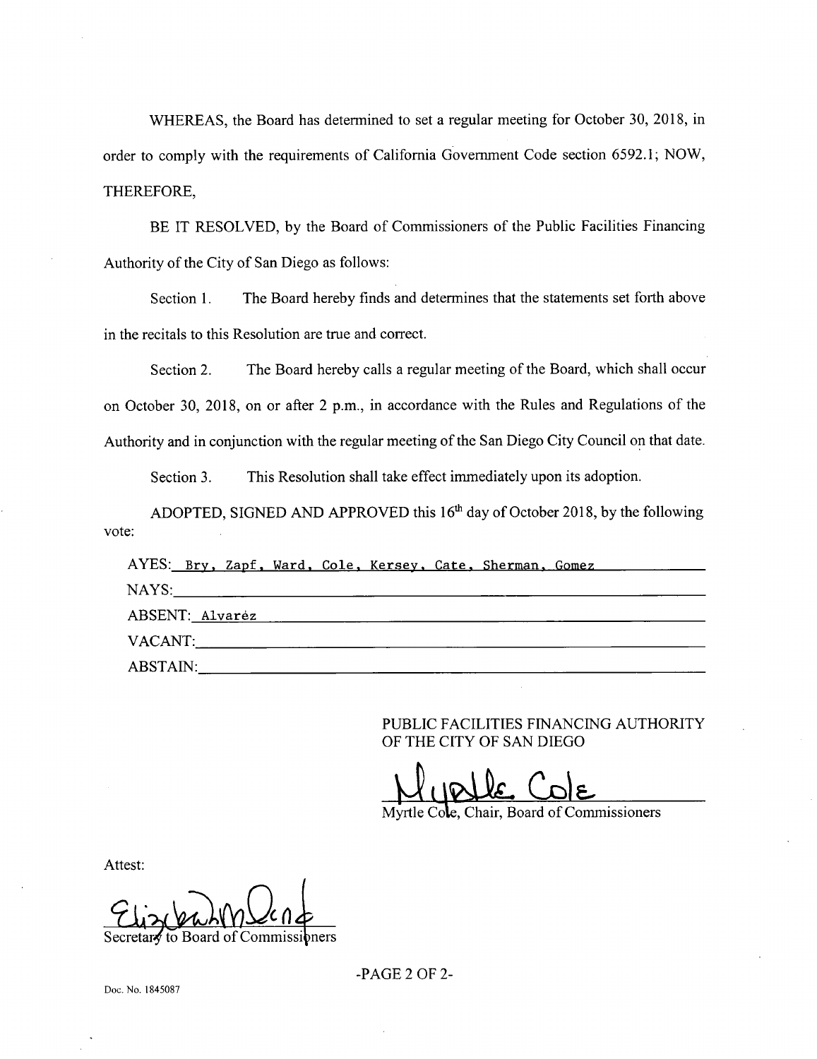WHEREAS, the Board has determined to set a regular meeting for October 30, 2018, in order to comply with the requirements of California Government Code section 6592.1; NOW, THEREFORE,

BE IT RESOLVED, by the Board of Commissioners of the Public Facilities Financing Authority of the City of San Diego as follows:

Section 1. The Board hereby finds and determines that the statements set forth above in the recitals to this Resolution are true and correct.

Section 2. The Board hereby calls a regular meeting of the Board, which shall occur on October 30, 2018, on or after 2 p.m., in accordance with the Rules and Regulations of the Authority and in conjunction with the regular meeting of the San Diego City Council on that date.

Section 3. This Resolution shall take effect immediately upon its adoption.

ADOPTED, SIGNED AND APPROVED this 16th day of October 2018, by the following vote:

AYES: Bry, Zapf, Ward, Cole, Kersey, Cate, Sherman, Gomez

NAYS:

ABSENT: Alvaréz

VACANT:

ABSTAIN:

PUBLIC FACILITIES FINANCING AUTHORITY
OF THE CITY OF SAN DIEGO

Myrtle Cole

Myrtle Cole, Chair, Board of Commissioners

Attest:

Elizabeth Maland

Secretary to Board of Commissioners

Doc. No. 1845087